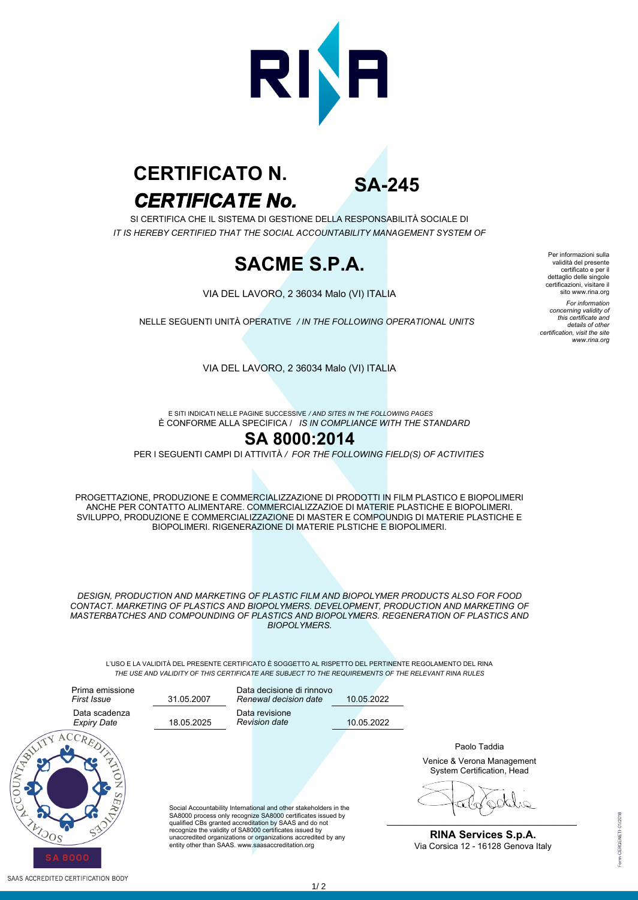RINA

# CERTIFICATO N. *CERTIFICATE No.* SA-245

SI CERTIFICA CHE IL SISTEMA DI GESTIONE DELLA RESPONSABILITÀ SOCIALE DI
*IT IS HEREBY CERTIFIED THAT THE SOCIAL ACCOUNTABILITY MANAGEMENT SYSTEM OF*

## SACME S.P.A.

VIA DEL LAVORO, 2 36034 Malo (VI) ITALIA

NELLE SEGUENTI UNITÀ OPERATIVE */ IN THE FOLLOWING OPERATIONAL UNITS*

VIA DEL LAVORO, 2 36034 Malo (VI) ITALIA

E SITI INDICATI NELLE PAGINE SUCCESSIVE */ AND SITES IN THE FOLLOWING PAGES*
È CONFORME ALLA SPECIFICA / *IS IN COMPLIANCE WITH THE STANDARD*

## SA 8000:2014

PER I SEGUENTI CAMPI DI ATTIVITÀ / *FOR THE FOLLOWING FIELD(S) OF ACTIVITIES*

PROGETTAZIONE, PRODUZIONE E COMMERCIALIZZAZIONE DI PRODOTTI IN FILM PLASTICO E BIOPOLIMERI ANCHE PER CONTATTO ALIMENTARE. COMMERCIALIZZAZIOE DI MATERIE PLASTICHE E BIOPOLIMERI. SVILUPPO, PRODUZIONE E COMMERCIALIZZAZIONE DI MASTER E COMPOUNDIG DI MATERIE PLASTICHE E BIOPOLIMERI. RIGENERAZIONE DI MATERIE PLSTICHE E BIOPOLIMERI.

*DESIGN, PRODUCTION AND MARKETING OF PLASTIC FILM AND BIOPOLYMER PRODUCTS ALSO FOR FOOD CONTACT. MARKETING OF PLASTICS AND BIOPOLYMERS. DEVELOPMENT, PRODUCTION AND MARKETING OF MASTERBATCHES AND COMPOUNDING OF PLASTICS AND BIOPOLYMERS. REGENERATION OF PLASTICS AND BIOPOLYMERS.*

L'USO E LA VALIDITÀ DEL PRESENTE CERTIFICATO È SOGGETTO AL RISPETTO DEL PERTINENTE REGOLAMENTO DEL RINA
*THE USE AND VALIDITY OF THIS CERTIFICATE ARE SUBJECT TO THE REQUIREMENTS OF THE RELEVANT RINA RULES*

| | | | |
|---|---|---|---|
| Prima emissione *First Issue* | 31.05.2007 | Data decisione di rinnovo *Renewal decision date* | 10.05.2022 |
| Data scadenza *Expiry Date* | 18.05.2025 | Data revisione *Revision date* | 10.05.2022 |

Per informazioni sulla validità del presente certificato e per il dettaglio delle singole certificazioni, visitare il sito www.rina.org

*For information concerning validity of this certificate and details of other certification, visit the site www.rina.org*

SOCIAL ACCOUNTABILITY ACCREDITATION SERVICES
SA 8000
SAAS ACCREDITED CERTIFICATION BODY

Social Accountability International and other stakeholders in the SA8000 process only recognize SA8000 certificates issued by qualified CBs granted accreditation by SAAS and do not recognize the validity of SA8000 certificates issued by unaccredited organizations or organizations accredited by any entity other than SAAS. www.saasaccreditation.org

Paolo Taddia

Venice & Verona Management System Certification, Head

**RINA Services S.p.A.**
Via Corsica 12 - 16128 Genova Italy

Form CERGENETI-01/2018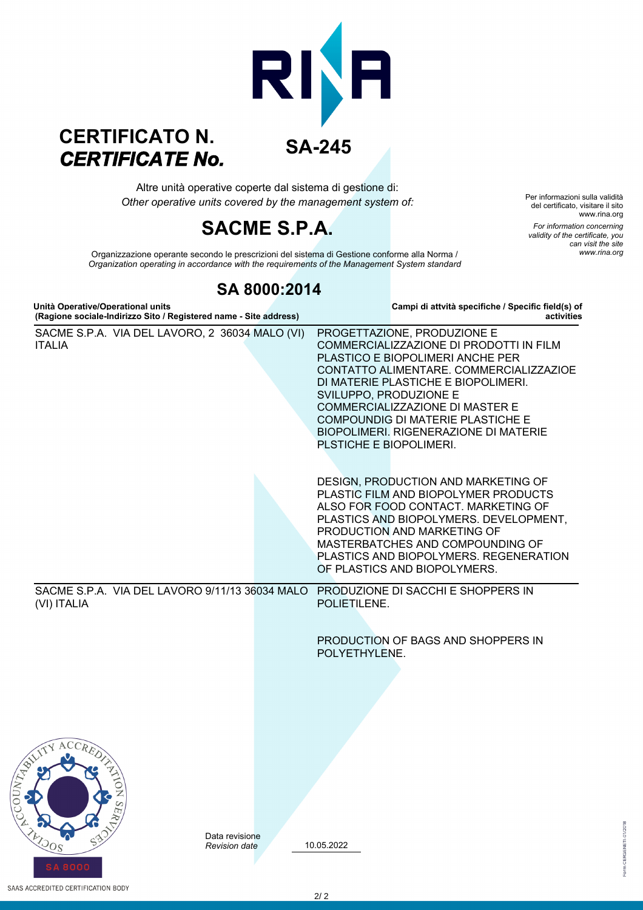# CERTIFICATO N.
# *CERTIFICATE No.*

## SA-245

Altre unità operative coperte dal sistema di gestione di:
*Other operative units covered by the management system of:*

Per informazioni sulla validità del certificato, visitare il sito www.rina.org

*For information concerning validity of the certificate, you can visit the site www.rina.org*

# SACME S.P.A.

Organizzazione operante secondo le prescrizioni del sistema di Gestione conforme alla Norma /
*Organization operating in accordance with the requirements of the Management System standard*

## SA 8000:2014

| **Unità Operative/Operational units (Ragione sociale-Indirizzo Sito / Registered name - Site address)** | **Campi di attvità specifiche / Specific field(s) of activities** |
|---|---|
| SACME S.P.A. VIA DEL LAVORO, 2 36034 MALO (VI) ITALIA | PROGETTAZIONE, PRODUZIONE E COMMERCIALIZZAZIONE DI PRODOTTI IN FILM PLASTICO E BIOPOLIMERI ANCHE PER CONTATTO ALIMENTARE. COMMERCIALIZZAZIOE DI MATERIE PLASTICHE E BIOPOLIMERI. SVILUPPO, PRODUZIONE E COMMERCIALIZZAZIONE DI MASTER E COMPOUNDIG DI MATERIE PLASTICHE E BIOPOLIMERI. RIGENERAZIONE DI MATERIE PLSTICHE E BIOPOLIMERI.<br><br>DESIGN, PRODUCTION AND MARKETING OF PLASTIC FILM AND BIOPOLYMER PRODUCTS ALSO FOR FOOD CONTACT. MARKETING OF PLASTICS AND BIOPOLYMERS. DEVELOPMENT, PRODUCTION AND MARKETING OF MASTERBATCHES AND COMPOUNDING OF PLASTICS AND BIOPOLYMERS. REGENERATION OF PLASTICS AND BIOPOLYMERS. |
| SACME S.P.A. VIA DEL LAVORO 9/11/13 36034 MALO (VI) ITALIA | PRODUZIONE DI SACCHI E SHOPPERS IN POLIETILENE.<br><br>PRODUCTION OF BAGS AND SHOPPERS IN POLYETHYLENE. |

Data revisione
*Revision date* 10.05.2022

SAAS ACCREDITED CERTIFICATION BODY

Form CERGENETI-01/2018